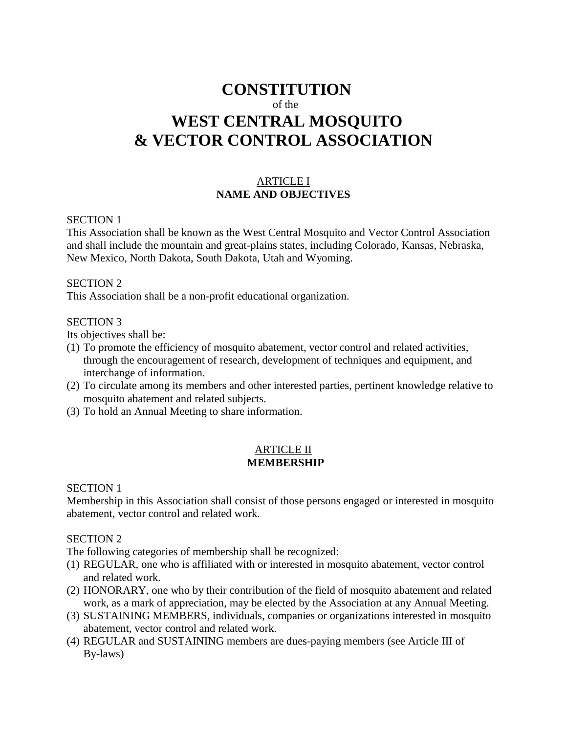# CONSTITUTION

of the

# WEST CENTRAL MOSQUITO & VECTOR CONTROL ASSOCIATION

## ARTICLE I
## NAME AND OBJECTIVES

SECTION 1

This Association shall be known as the West Central Mosquito and Vector Control Association and shall include the mountain and great-plains states, including Colorado, Kansas, Nebraska, New Mexico, North Dakota, South Dakota, Utah and Wyoming.

SECTION 2

This Association shall be a non-profit educational organization.

SECTION 3

Its objectives shall be:

(1) To promote the efficiency of mosquito abatement, vector control and related activities, through the encouragement of research, development of techniques and equipment, and interchange of information.
(2) To circulate among its members and other interested parties, pertinent knowledge relative to mosquito abatement and related subjects.
(3) To hold an Annual Meeting to share information.

## ARTICLE II
## MEMBERSHIP

SECTION 1

Membership in this Association shall consist of those persons engaged or interested in mosquito abatement, vector control and related work.

SECTION 2

The following categories of membership shall be recognized:

(1) REGULAR, one who is affiliated with or interested in mosquito abatement, vector control and related work.
(2) HONORARY, one who by their contribution of the field of mosquito abatement and related work, as a mark of appreciation, may be elected by the Association at any Annual Meeting.
(3) SUSTAINING MEMBERS, individuals, companies or organizations interested in mosquito abatement, vector control and related work.
(4) REGULAR and SUSTAINING members are dues-paying members (see Article III of By-laws)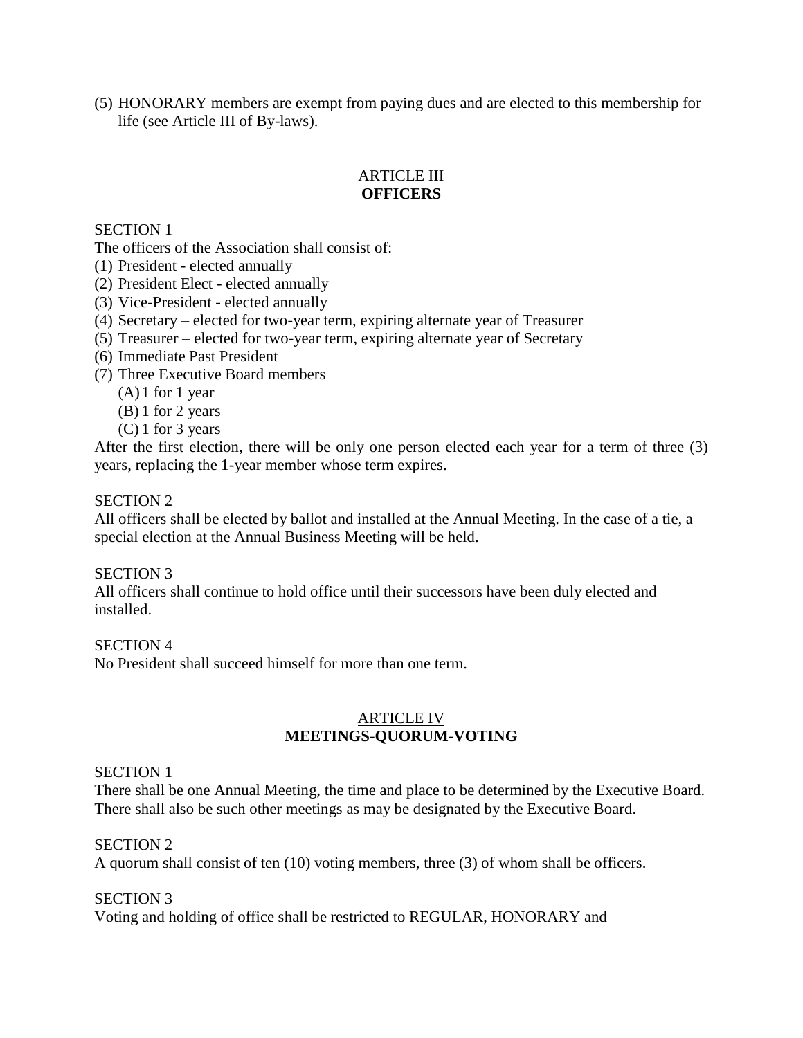(5) HONORARY members are exempt from paying dues and are elected to this membership for life (see Article III of By-laws).

## ARTICLE III
## OFFICERS

SECTION 1

The officers of the Association shall consist of:

(1) President - elected annually
(2) President Elect - elected annually
(3) Vice-President - elected annually
(4) Secretary – elected for two-year term, expiring alternate year of Treasurer
(5) Treasurer – elected for two-year term, expiring alternate year of Secretary
(6) Immediate Past President
(7) Three Executive Board members
   (A) 1 for 1 year
   (B) 1 for 2 years
   (C) 1 for 3 years

After the first election, there will be only one person elected each year for a term of three (3) years, replacing the 1-year member whose term expires.

SECTION 2

All officers shall be elected by ballot and installed at the Annual Meeting. In the case of a tie, a special election at the Annual Business Meeting will be held.

SECTION 3

All officers shall continue to hold office until their successors have been duly elected and installed.

SECTION 4

No President shall succeed himself for more than one term.

## ARTICLE IV
## MEETINGS-QUORUM-VOTING

SECTION 1

There shall be one Annual Meeting, the time and place to be determined by the Executive Board. There shall also be such other meetings as may be designated by the Executive Board.

SECTION 2

A quorum shall consist of ten (10) voting members, three (3) of whom shall be officers.

SECTION 3

Voting and holding of office shall be restricted to REGULAR, HONORARY and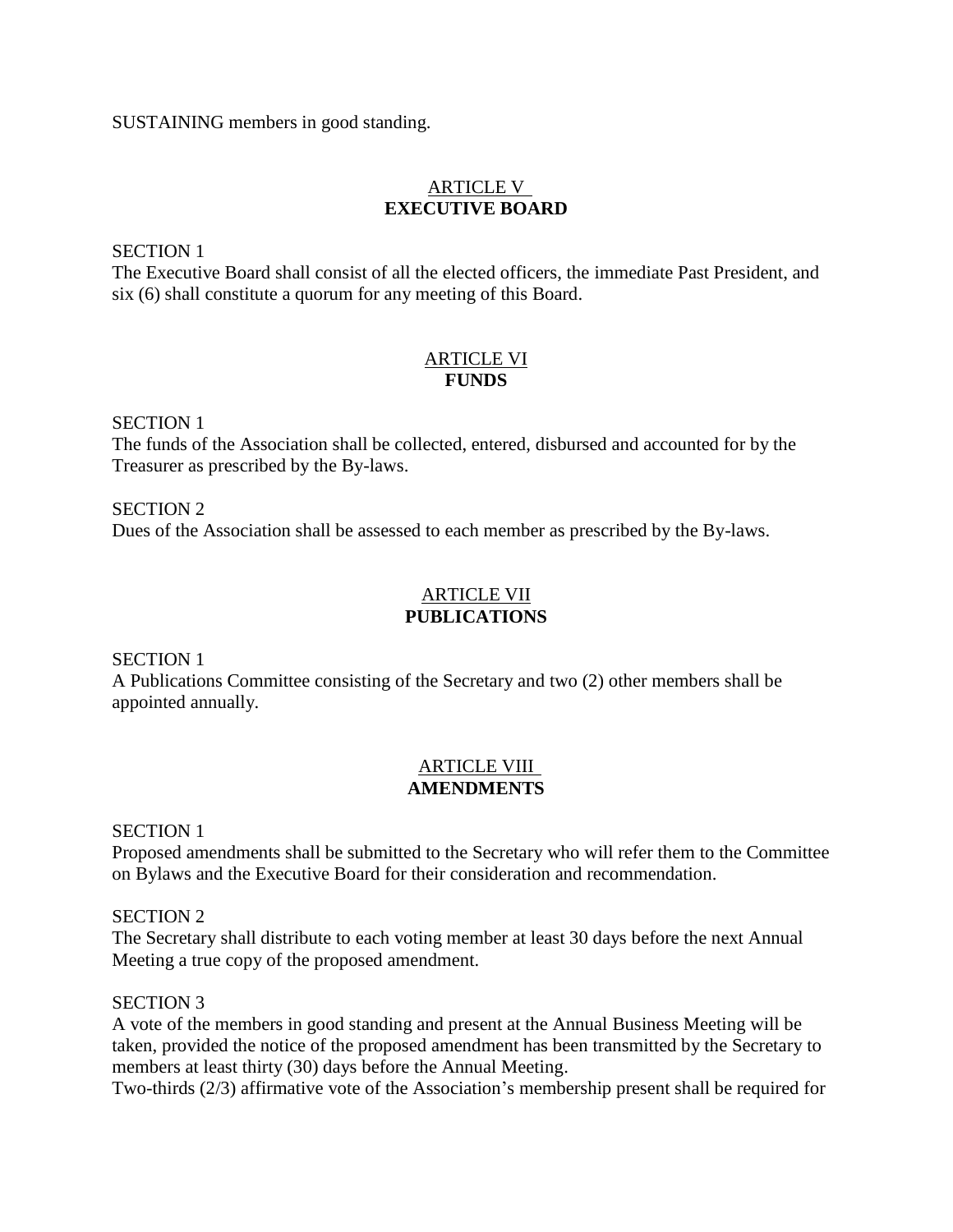SUSTAINING members in good standing.

## ARTICLE V
## EXECUTIVE BOARD

SECTION 1
The Executive Board shall consist of all the elected officers, the immediate Past President, and six (6) shall constitute a quorum for any meeting of this Board.

## ARTICLE VI
## FUNDS

SECTION 1
The funds of the Association shall be collected, entered, disbursed and accounted for by the Treasurer as prescribed by the By-laws.

SECTION 2
Dues of the Association shall be assessed to each member as prescribed by the By-laws.

## ARTICLE VII
## PUBLICATIONS

SECTION 1
A Publications Committee consisting of the Secretary and two (2) other members shall be appointed annually.

## ARTICLE VIII
## AMENDMENTS

SECTION 1
Proposed amendments shall be submitted to the Secretary who will refer them to the Committee on Bylaws and the Executive Board for their consideration and recommendation.

SECTION 2
The Secretary shall distribute to each voting member at least 30 days before the next Annual Meeting a true copy of the proposed amendment.

SECTION 3
A vote of the members in good standing and present at the Annual Business Meeting will be taken, provided the notice of the proposed amendment has been transmitted by the Secretary to members at least thirty (30) days before the Annual Meeting.
Two-thirds (2/3) affirmative vote of the Association's membership present shall be required for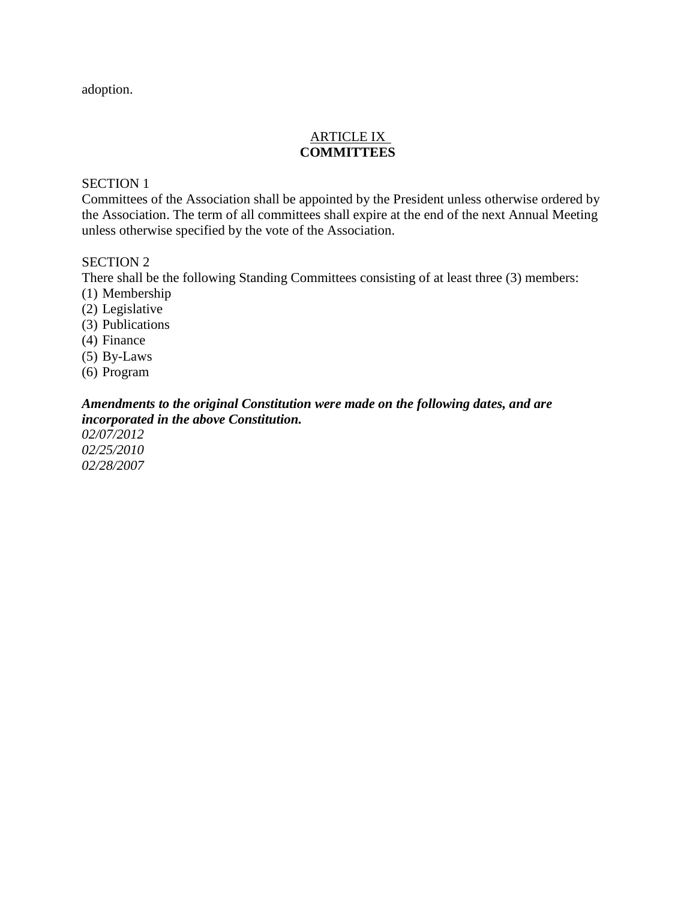adoption.

## ARTICLE IX
## COMMITTEES

SECTION 1
Committees of the Association shall be appointed by the President unless otherwise ordered by the Association. The term of all committees shall expire at the end of the next Annual Meeting unless otherwise specified by the vote of the Association.

SECTION 2
There shall be the following Standing Committees consisting of at least three (3) members:
(1) Membership
(2) Legislative
(3) Publications
(4) Finance
(5) By-Laws
(6) Program

***Amendments to the original Constitution were made on the following dates, and are incorporated in the above Constitution.***
*02/07/2012*
*02/25/2010*
*02/28/2007*